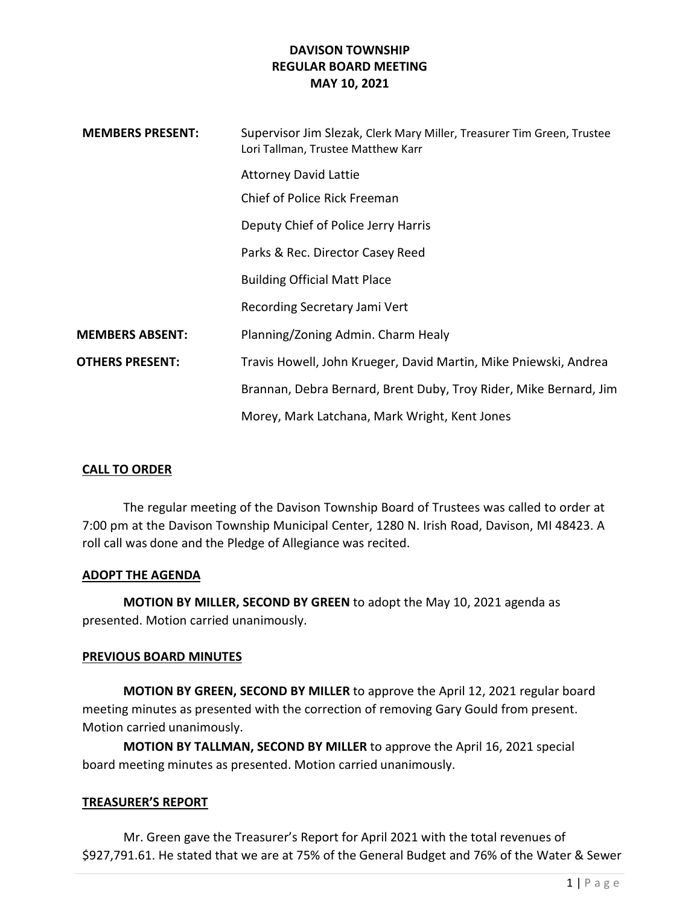# DAVISON TOWNSHIP
## REGULAR BOARD MEETING
## MAY 10, 2021

| | |
|---|---|
| **MEMBERS PRESENT:** | Supervisor Jim Slezak, Clerk Mary Miller, Treasurer Tim Green, Trustee Lori Tallman, Trustee Matthew Karr |
| | Attorney David Lattie |
| | Chief of Police Rick Freeman |
| | Deputy Chief of Police Jerry Harris |
| | Parks & Rec. Director Casey Reed |
| | Building Official Matt Place |
| | Recording Secretary Jami Vert |
| **MEMBERS ABSENT:** | Planning/Zoning Admin. Charm Healy |
| **OTHERS PRESENT:** | Travis Howell, John Krueger, David Martin, Mike Pniewski, Andrea Brannan, Debra Bernard, Brent Duby, Troy Rider, Mike Bernard, Jim Morey, Mark Latchana, Mark Wright, Kent Jones |

### CALL TO ORDER

The regular meeting of the Davison Township Board of Trustees was called to order at 7:00 pm at the Davison Township Municipal Center, 1280 N. Irish Road, Davison, MI 48423. A roll call was done and the Pledge of Allegiance was recited.

### ADOPT THE AGENDA

**MOTION BY MILLER, SECOND BY GREEN** to adopt the May 10, 2021 agenda as presented. Motion carried unanimously.

### PREVIOUS BOARD MINUTES

**MOTION BY GREEN, SECOND BY MILLER** to approve the April 12, 2021 regular board meeting minutes as presented with the correction of removing Gary Gould from present. Motion carried unanimously.

**MOTION BY TALLMAN, SECOND BY MILLER** to approve the April 16, 2021 special board meeting minutes as presented. Motion carried unanimously.

### TREASURER'S REPORT

Mr. Green gave the Treasurer's Report for April 2021 with the total revenues of $927,791.61. He stated that we are at 75% of the General Budget and 76% of the Water & Sewer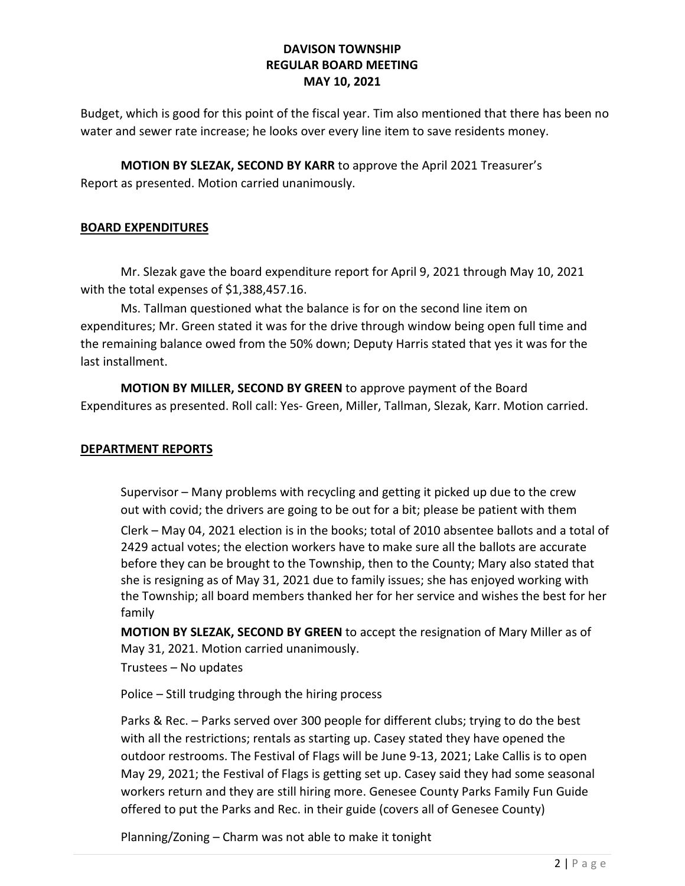Budget, which is good for this point of the fiscal year. Tim also mentioned that there has been no water and sewer rate increase; he looks over every line item to save residents money.

**MOTION BY SLEZAK, SECOND BY KARR** to approve the April 2021 Treasurer's Report as presented. Motion carried unanimously.

## BOARD EXPENDITURES

Mr. Slezak gave the board expenditure report for April 9, 2021 through May 10, 2021 with the total expenses of $1,388,457.16.

Ms. Tallman questioned what the balance is for on the second line item on expenditures; Mr. Green stated it was for the drive through window being open full time and the remaining balance owed from the 50% down; Deputy Harris stated that yes it was for the last installment.

**MOTION BY MILLER, SECOND BY GREEN** to approve payment of the Board Expenditures as presented. Roll call: Yes- Green, Miller, Tallman, Slezak, Karr. Motion carried.

## DEPARTMENT REPORTS

Supervisor – Many problems with recycling and getting it picked up due to the crew out with covid; the drivers are going to be out for a bit; please be patient with them

Clerk – May 04, 2021 election is in the books; total of 2010 absentee ballots and a total of 2429 actual votes; the election workers have to make sure all the ballots are accurate before they can be brought to the Township, then to the County; Mary also stated that she is resigning as of May 31, 2021 due to family issues; she has enjoyed working with the Township; all board members thanked her for her service and wishes the best for her family

**MOTION BY SLEZAK, SECOND BY GREEN** to accept the resignation of Mary Miller as of May 31, 2021. Motion carried unanimously.

Trustees – No updates

Police – Still trudging through the hiring process

Parks & Rec. – Parks served over 300 people for different clubs; trying to do the best with all the restrictions; rentals as starting up. Casey stated they have opened the outdoor restrooms. The Festival of Flags will be June 9-13, 2021; Lake Callis is to open May 29, 2021; the Festival of Flags is getting set up. Casey said they had some seasonal workers return and they are still hiring more. Genesee County Parks Family Fun Guide offered to put the Parks and Rec. in their guide (covers all of Genesee County)

Planning/Zoning – Charm was not able to make it tonight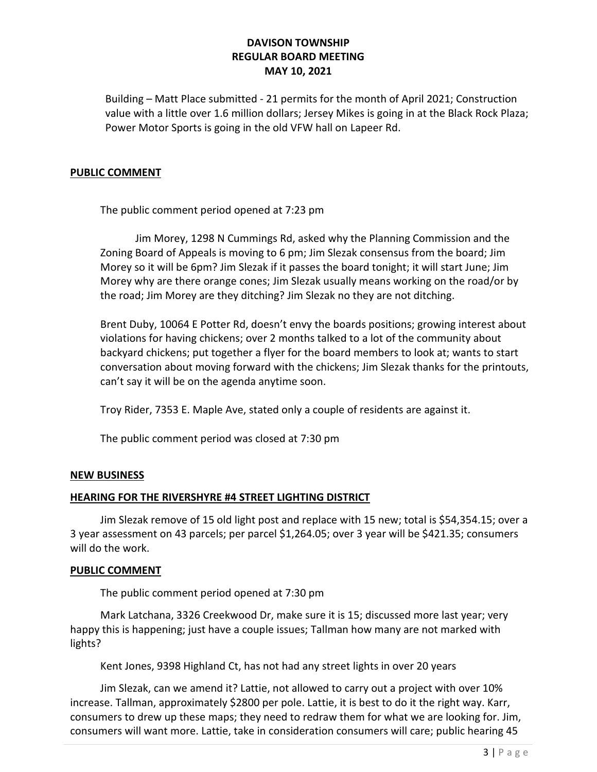# DAVISON TOWNSHIP
# REGULAR BOARD MEETING
# MAY 10, 2021

Building – Matt Place submitted - 21 permits for the month of April 2021; Construction value with a little over 1.6 million dollars; Jersey Mikes is going in at the Black Rock Plaza; Power Motor Sports is going in the old VFW hall on Lapeer Rd.

## PUBLIC COMMENT

The public comment period opened at 7:23 pm

Jim Morey, 1298 N Cummings Rd, asked why the Planning Commission and the Zoning Board of Appeals is moving to 6 pm; Jim Slezak consensus from the board; Jim Morey so it will be 6pm? Jim Slezak if it passes the board tonight; it will start June; Jim Morey why are there orange cones; Jim Slezak usually means working on the road/or by the road; Jim Morey are they ditching? Jim Slezak no they are not ditching.

Brent Duby, 10064 E Potter Rd, doesn't envy the boards positions; growing interest about violations for having chickens; over 2 months talked to a lot of the community about backyard chickens; put together a flyer for the board members to look at; wants to start conversation about moving forward with the chickens; Jim Slezak thanks for the printouts, can't say it will be on the agenda anytime soon.

Troy Rider, 7353 E. Maple Ave, stated only a couple of residents are against it.

The public comment period was closed at 7:30 pm

## NEW BUSINESS

## HEARING FOR THE RIVERSHYRE #4 STREET LIGHTING DISTRICT

Jim Slezak remove of 15 old light post and replace with 15 new; total is $54,354.15; over a 3 year assessment on 43 parcels; per parcel $1,264.05; over 3 year will be $421.35; consumers will do the work.

## PUBLIC COMMENT

The public comment period opened at 7:30 pm

Mark Latchana, 3326 Creekwood Dr, make sure it is 15; discussed more last year; very happy this is happening; just have a couple issues; Tallman how many are not marked with lights?

Kent Jones, 9398 Highland Ct, has not had any street lights in over 20 years

Jim Slezak, can we amend it? Lattie, not allowed to carry out a project with over 10% increase. Tallman, approximately $2800 per pole. Lattie, it is best to do it the right way. Karr, consumers to drew up these maps; they need to redraw them for what we are looking for. Jim, consumers will want more. Lattie, take in consideration consumers will care; public hearing 45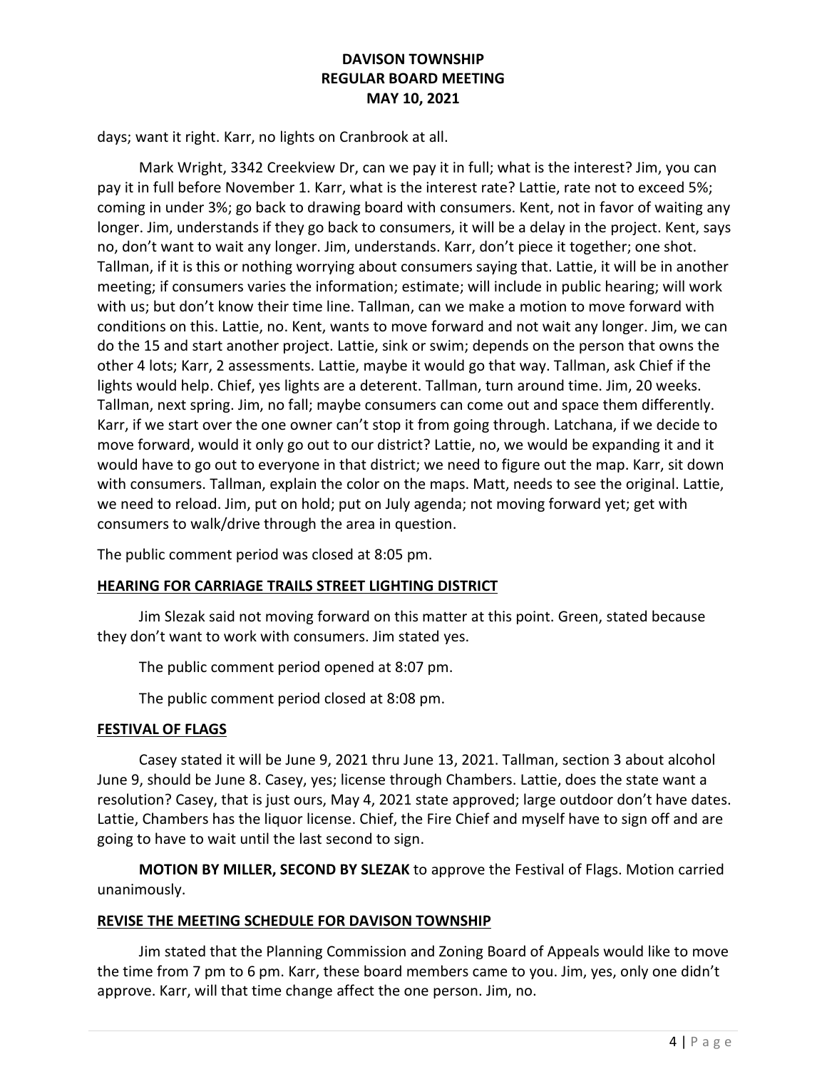days; want it right. Karr, no lights on Cranbrook at all.

Mark Wright, 3342 Creekview Dr, can we pay it in full; what is the interest? Jim, you can pay it in full before November 1. Karr, what is the interest rate? Lattie, rate not to exceed 5%; coming in under 3%; go back to drawing board with consumers. Kent, not in favor of waiting any longer. Jim, understands if they go back to consumers, it will be a delay in the project. Kent, says no, don't want to wait any longer. Jim, understands. Karr, don't piece it together; one shot. Tallman, if it is this or nothing worrying about consumers saying that. Lattie, it will be in another meeting; if consumers varies the information; estimate; will include in public hearing; will work with us; but don't know their time line. Tallman, can we make a motion to move forward with conditions on this. Lattie, no. Kent, wants to move forward and not wait any longer. Jim, we can do the 15 and start another project. Lattie, sink or swim; depends on the person that owns the other 4 lots; Karr, 2 assessments. Lattie, maybe it would go that way. Tallman, ask Chief if the lights would help. Chief, yes lights are a deterent. Tallman, turn around time. Jim, 20 weeks. Tallman, next spring. Jim, no fall; maybe consumers can come out and space them differently. Karr, if we start over the one owner can't stop it from going through. Latchana, if we decide to move forward, would it only go out to our district? Lattie, no, we would be expanding it and it would have to go out to everyone in that district; we need to figure out the map. Karr, sit down with consumers. Tallman, explain the color on the maps. Matt, needs to see the original. Lattie, we need to reload. Jim, put on hold; put on July agenda; not moving forward yet; get with consumers to walk/drive through the area in question.

The public comment period was closed at 8:05 pm.

## HEARING FOR CARRIAGE TRAILS STREET LIGHTING DISTRICT

Jim Slezak said not moving forward on this matter at this point. Green, stated because they don't want to work with consumers. Jim stated yes.

The public comment period opened at 8:07 pm.

The public comment period closed at 8:08 pm.

## FESTIVAL OF FLAGS

Casey stated it will be June 9, 2021 thru June 13, 2021. Tallman, section 3 about alcohol June 9, should be June 8. Casey, yes; license through Chambers. Lattie, does the state want a resolution? Casey, that is just ours, May 4, 2021 state approved; large outdoor don't have dates. Lattie, Chambers has the liquor license. Chief, the Fire Chief and myself have to sign off and are going to have to wait until the last second to sign.

**MOTION BY MILLER, SECOND BY SLEZAK** to approve the Festival of Flags. Motion carried unanimously.

## REVISE THE MEETING SCHEDULE FOR DAVISON TOWNSHIP

Jim stated that the Planning Commission and Zoning Board of Appeals would like to move the time from 7 pm to 6 pm. Karr, these board members came to you. Jim, yes, only one didn't approve. Karr, will that time change affect the one person. Jim, no.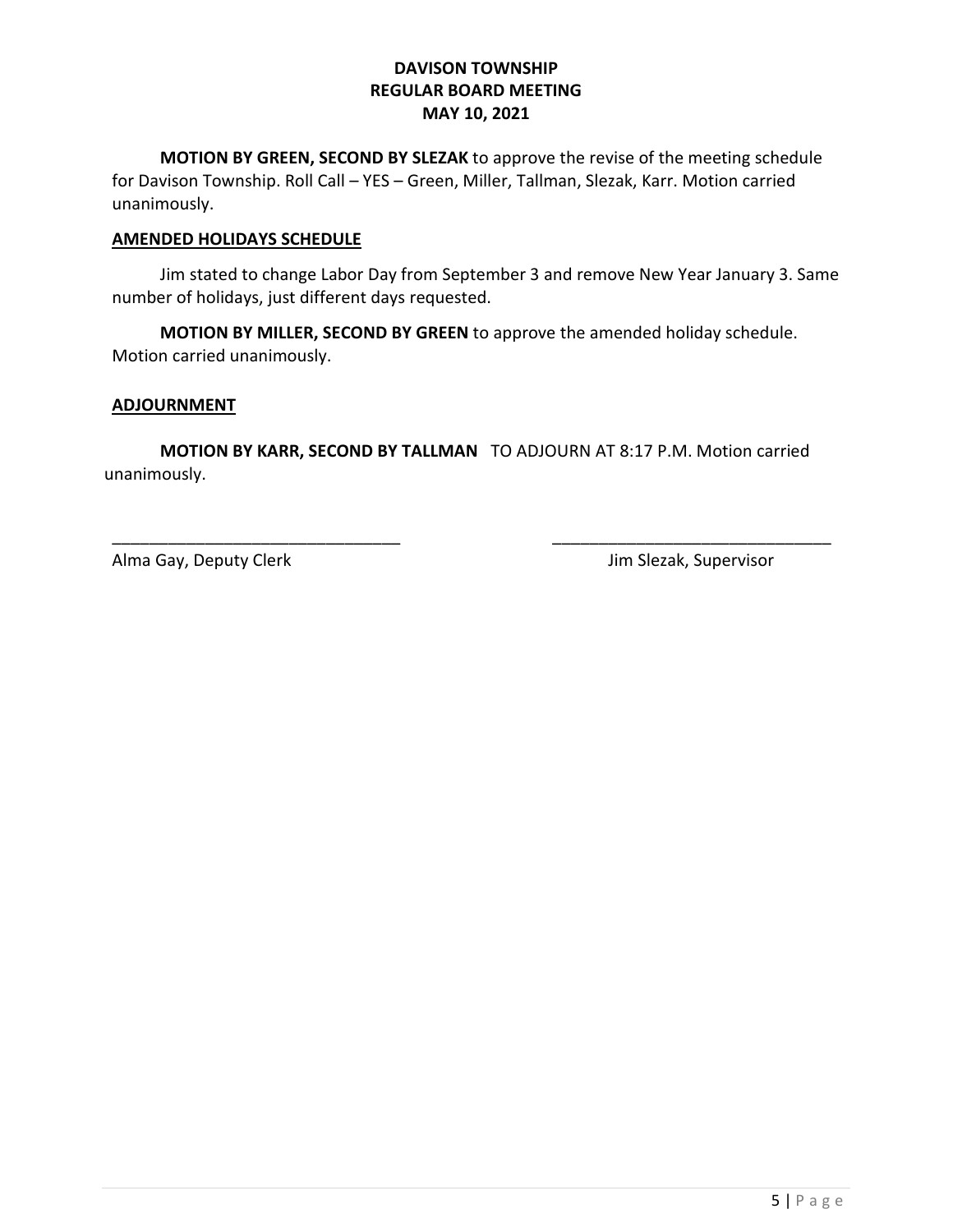**MOTION BY GREEN, SECOND BY SLEZAK** to approve the revise of the meeting schedule for Davison Township. Roll Call – YES – Green, Miller, Tallman, Slezak, Karr. Motion carried unanimously.

## AMENDED HOLIDAYS SCHEDULE

Jim stated to change Labor Day from September 3 and remove New Year January 3. Same number of holidays, just different days requested.

**MOTION BY MILLER, SECOND BY GREEN** to approve the amended holiday schedule. Motion carried unanimously.

## ADJOURNMENT

**MOTION BY KARR, SECOND BY TALLMAN** TO ADJOURN AT 8:17 P.M. Motion carried unanimously.

_______________________________ _______________________________

Alma Gay, Deputy Clerk Jim Slezak, Supervisor